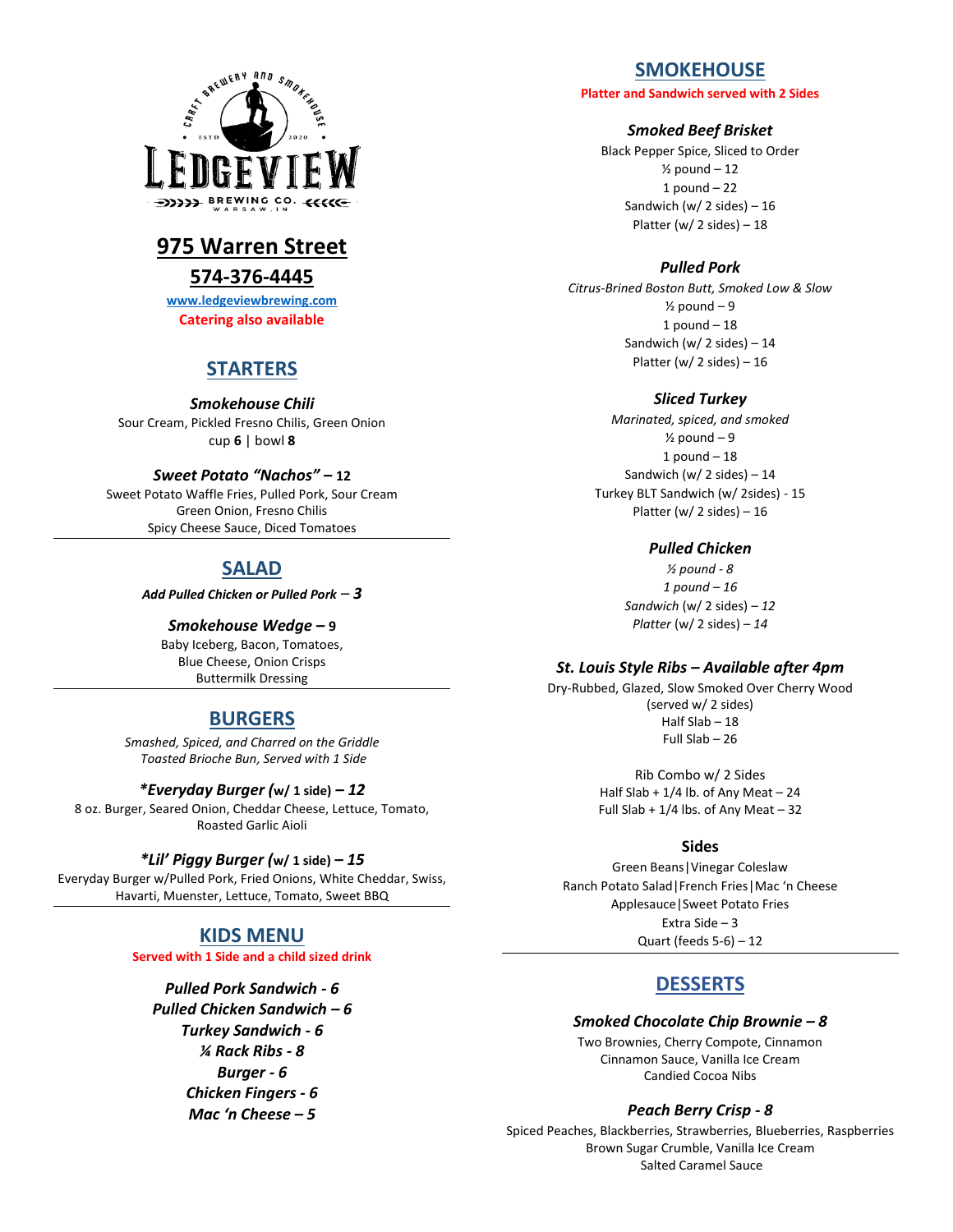CRAFT BREWERY AND SMOKEHOUSE
ESTD 2020

# LEDGEVIEW

BREWING CO.
WARSAW, IN

## 975 Warren Street

## 574-376-4445

www.ledgeviewbrewing.com

**Catering also available**

## STARTERS

***Smokehouse Chili***
Sour Cream, Pickled Fresno Chilis, Green Onion
cup **6** | bowl **8**

***Sweet Potato "Nachos"* – 12**
Sweet Potato Waffle Fries, Pulled Pork, Sour Cream
Green Onion, Fresno Chilis
Spicy Cheese Sauce, Diced Tomatoes

## SALAD

***Add Pulled Chicken or Pulled Pork – 3***

***Smokehouse Wedge* – 9**
Baby Iceberg, Bacon, Tomatoes,
Blue Cheese, Onion Crisps
Buttermilk Dressing

## BURGERS

*Smashed, Spiced, and Charred on the Griddle*
*Toasted Brioche Bun, Served with 1 Side*

***\*Everyday Burger (w/ 1 side) – 12***
8 oz. Burger, Seared Onion, Cheddar Cheese, Lettuce, Tomato,
Roasted Garlic Aioli

***\*Lil' Piggy Burger (w/ 1 side) – 15***
Everyday Burger w/Pulled Pork, Fried Onions, White Cheddar, Swiss,
Havarti, Muenster, Lettuce, Tomato, Sweet BBQ

## KIDS MENU

**Served with 1 Side and a child sized drink**

***Pulled Pork Sandwich - 6***
***Pulled Chicken Sandwich – 6***
***Turkey Sandwich - 6***
***¼ Rack Ribs - 8***
***Burger - 6***
***Chicken Fingers - 6***
***Mac 'n Cheese – 5***

## SMOKEHOUSE

**Platter and Sandwich served with 2 Sides**

***Smoked Beef Brisket***
Black Pepper Spice, Sliced to Order
½ pound – 12
1 pound – 22
Sandwich (w/ 2 sides) – 16
Platter (w/ 2 sides) – 18

***Pulled Pork***
*Citrus-Brined Boston Butt, Smoked Low & Slow*
½ pound – 9
1 pound – 18
Sandwich (w/ 2 sides) – 14
Platter (w/ 2 sides) – 16

***Sliced Turkey***
*Marinated, spiced, and smoked*
½ pound – 9
1 pound – 18
Sandwich (w/ 2 sides) – 14
Turkey BLT Sandwich (w/ 2sides) - 15
Platter (w/ 2 sides) – 16

***Pulled Chicken***
*½ pound - 8*
*1 pound – 16*
*Sandwich* (w/ 2 sides) *– 12*
*Platter* (w/ 2 sides) *– 14*

***St. Louis Style Ribs – Available after 4pm***
Dry-Rubbed, Glazed, Slow Smoked Over Cherry Wood
(served w/ 2 sides)
Half Slab – 18
Full Slab – 26

Rib Combo w/ 2 Sides
Half Slab + 1/4 lb. of Any Meat – 24
Full Slab + 1/4 lbs. of Any Meat – 32

**Sides**
Green Beans|Vinegar Coleslaw
Ranch Potato Salad|French Fries|Mac 'n Cheese
Applesauce|Sweet Potato Fries
Extra Side – 3
Quart (feeds 5-6) – 12

## DESSERTS

***Smoked Chocolate Chip Brownie – 8***
Two Brownies, Cherry Compote, Cinnamon
Cinnamon Sauce, Vanilla Ice Cream
Candied Cocoa Nibs

***Peach Berry Crisp - 8***
Spiced Peaches, Blackberries, Strawberries, Blueberries, Raspberries
Brown Sugar Crumble, Vanilla Ice Cream
Salted Caramel Sauce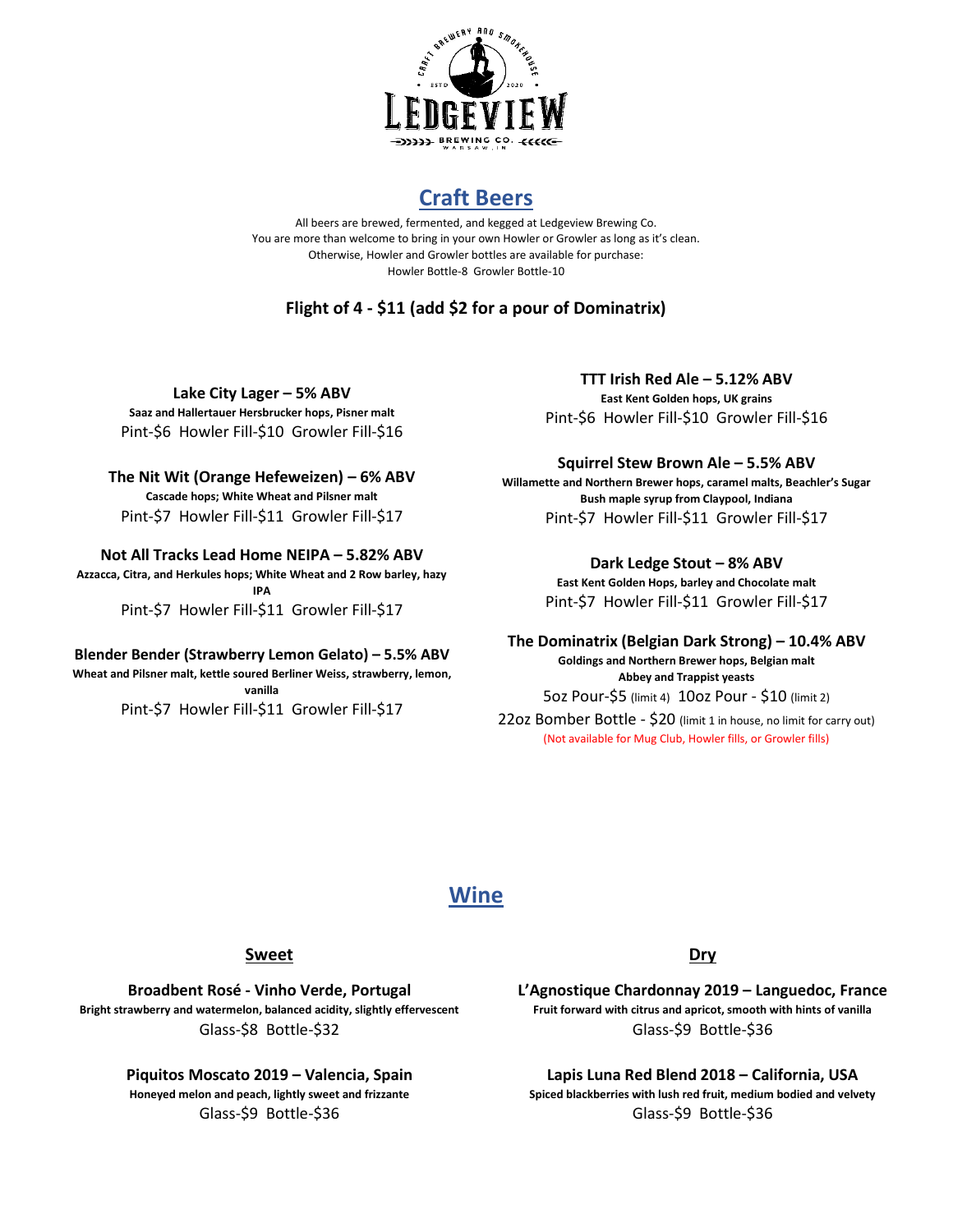# Craft Beers

All beers are brewed, fermented, and kegged at Ledgeview Brewing Co.
You are more than welcome to bring in your own Howler or Growler as long as it's clean.
Otherwise, Howler and Growler bottles are available for purchase:
Howler Bottle-8 Growler Bottle-10

**Flight of 4 - $11 (add $2 for a pour of Dominatrix)**

**Lake City Lager – 5% ABV**
**Saaz and Hallertauer Hersbrucker hops, Pisner malt**
Pint-$6 Howler Fill-$10 Growler Fill-$16

**The Nit Wit (Orange Hefeweizen) – 6% ABV**
**Cascade hops; White Wheat and Pilsner malt**
Pint-$7 Howler Fill-$11 Growler Fill-$17

**Not All Tracks Lead Home NEIPA – 5.82% ABV**
**Azzacca, Citra, and Herkules hops; White Wheat and 2 Row barley, hazy IPA**
Pint-$7 Howler Fill-$11 Growler Fill-$17

**Blender Bender (Strawberry Lemon Gelato) – 5.5% ABV**
**Wheat and Pilsner malt, kettle soured Berliner Weiss, strawberry, lemon, vanilla**
Pint-$7 Howler Fill-$11 Growler Fill-$17

**TTT Irish Red Ale – 5.12% ABV**
**East Kent Golden hops, UK grains**
Pint-$6 Howler Fill-$10 Growler Fill-$16

**Squirrel Stew Brown Ale – 5.5% ABV**
**Willamette and Northern Brewer hops, caramel malts, Beachler's Sugar Bush maple syrup from Claypool, Indiana**
Pint-$7 Howler Fill-$11 Growler Fill-$17

**Dark Ledge Stout – 8% ABV**
**East Kent Golden Hops, barley and Chocolate malt**
Pint-$7 Howler Fill-$11 Growler Fill-$17

**The Dominatrix (Belgian Dark Strong) – 10.4% ABV**
**Goldings and Northern Brewer hops, Belgian malt**
**Abbey and Trappist yeasts**
5oz Pour-$5 (limit 4) 10oz Pour - $10 (limit 2)
22oz Bomber Bottle - $20 (limit 1 in house, no limit for carry out)
(Not available for Mug Club, Howler fills, or Growler fills)

# Wine

## Sweet

**Broadbent Rosé - Vinho Verde, Portugal**
**Bright strawberry and watermelon, balanced acidity, slightly effervescent**
Glass-$8 Bottle-$32

**Piquitos Moscato 2019 – Valencia, Spain**
**Honeyed melon and peach, lightly sweet and frizzante**
Glass-$9 Bottle-$36

## Dry

**L'Agnostique Chardonnay 2019 – Languedoc, France**
**Fruit forward with citrus and apricot, smooth with hints of vanilla**
Glass-$9 Bottle-$36

**Lapis Luna Red Blend 2018 – California, USA**
**Spiced blackberries with lush red fruit, medium bodied and velvety**
Glass-$9 Bottle-$36